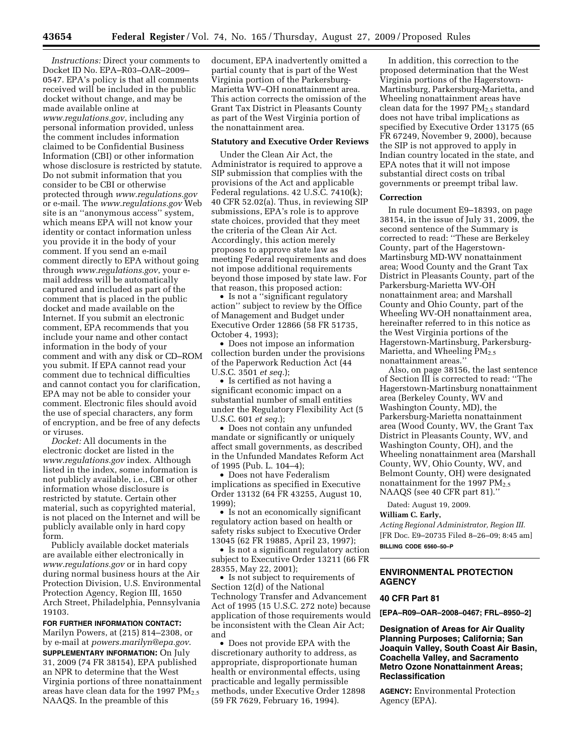*Instructions:* Direct your comments to Docket ID No. EPA–R03–OAR–2009–0547. EPA's policy is that all comments received will be included in the public docket without change, and may be made available online at *www.regulations.gov*, including any personal information provided, unless the comment includes information claimed to be Confidential Business Information (CBI) or other information whose disclosure is restricted by statute. Do not submit information that you consider to be CBI or otherwise protected through *www.regulations.gov* or e-mail. The *www.regulations.gov* Web site is an ''anonymous access'' system, which means EPA will not know your identity or contact information unless you provide it in the body of your comment. If you send an e-mail comment directly to EPA without going through *www.regulations.gov*, your e-mail address will be automatically captured and included as part of the comment that is placed in the public docket and made available on the Internet. If you submit an electronic comment, EPA recommends that you include your name and other contact information in the body of your comment and with any disk or CD–ROM you submit. If EPA cannot read your comment due to technical difficulties and cannot contact you for clarification, EPA may not be able to consider your comment. Electronic files should avoid the use of special characters, any form of encryption, and be free of any defects or viruses.

*Docket:* All documents in the electronic docket are listed in the *www.regulations.gov* index. Although listed in the index, some information is not publicly available, i.e., CBI or other information whose disclosure is restricted by statute. Certain other material, such as copyrighted material, is not placed on the Internet and will be publicly available only in hard copy form.

Publicly available docket materials are available either electronically in *www.regulations.gov* or in hard copy during normal business hours at the Air Protection Division, U.S. Environmental Protection Agency, Region III, 1650 Arch Street, Philadelphia, Pennsylvania 19103.

**FOR FURTHER INFORMATION CONTACT:** Marilyn Powers, at (215) 814–2308, or by e-mail at *powers.marilyn@epa.gov*.

**SUPPLEMENTARY INFORMATION:** On July 31, 2009 (74 FR 38154), EPA published an NPR to determine that the West Virginia portions of three nonattainment areas have clean data for the 1997 $PM_{2.5}$ NAAQS. In the preamble of this document, EPA inadvertently omitted a partial county that is part of the West Virginia portion of the Parkersburg-Marietta WV–OH nonattainment area. This action corrects the omission of the Grant Tax District in Pleasants County as part of the West Virginia portion of the nonattainment area.

**Statutory and Executive Order Reviews**

Under the Clean Air Act, the Administrator is required to approve a SIP submission that complies with the provisions of the Act and applicable Federal regulations. 42 U.S.C. 7410(k); 40 CFR 52.02(a). Thus, in reviewing SIP submissions, EPA's role is to approve state choices, provided that they meet the criteria of the Clean Air Act. Accordingly, this action merely proposes to approve state law as meeting Federal requirements and does not impose additional requirements beyond those imposed by state law. For that reason, this proposed action:

- Is not a ''significant regulatory action'' subject to review by the Office of Management and Budget under Executive Order 12866 (58 FR 51735, October 4, 1993);
- Does not impose an information collection burden under the provisions of the Paperwork Reduction Act (44 U.S.C. 3501 *et seq.*);
- Is certified as not having a significant economic impact on a substantial number of small entities under the Regulatory Flexibility Act (5 U.S.C. 601 *et seq.*);
- Does not contain any unfunded mandate or significantly or uniquely affect small governments, as described in the Unfunded Mandates Reform Act of 1995 (Pub. L. 104–4);
- Does not have Federalism implications as specified in Executive Order 13132 (64 FR 43255, August 10, 1999);
- Is not an economically significant regulatory action based on health or safety risks subject to Executive Order 13045 (62 FR 19885, April 23, 1997);
- Is not a significant regulatory action subject to Executive Order 13211 (66 FR 28355, May 22, 2001);
- Is not subject to requirements of Section 12(d) of the National Technology Transfer and Advancement Act of 1995 (15 U.S.C. 272 note) because application of those requirements would be inconsistent with the Clean Air Act; and
- Does not provide EPA with the discretionary authority to address, as appropriate, disproportionate human health or environmental effects, using practicable and legally permissible methods, under Executive Order 12898 (59 FR 7629, February 16, 1994).

In addition, this correction to the proposed determination that the West Virginia portions of the Hagerstown-Martinsburg, Parkersburg-Marietta, and Wheeling nonattainment areas have clean data for the 1997 $PM_{2.5}$ standard does not have tribal implications as specified by Executive Order 13175 (65 FR 67249, November 9, 2000), because the SIP is not approved to apply in Indian country located in the state, and EPA notes that it will not impose substantial direct costs on tribal governments or preempt tribal law.

**Correction**

In rule document E9–18393, on page 38154, in the issue of July 31, 2009, the second sentence of the Summary is corrected to read: ''These are Berkeley County, part of the Hagerstown-Martinsburg MD-WV nonattainment area; Wood County and the Grant Tax District in Pleasants County, part of the Parkersburg-Marietta WV-OH nonattainment area; and Marshall County and Ohio County, part of the Wheeling WV-OH nonattainment area, hereinafter referred to in this notice as the West Virginia portions of the Hagerstown-Martinsburg, Parkersburg-Marietta, and Wheeling $PM_{2.5}$ nonattainment areas.''

Also, on page 38156, the last sentence of Section III is corrected to read: ''The Hagerstown-Martinsburg nonattainment area (Berkeley County, WV and Washington County, MD), the Parkersburg-Marietta nonattainment area (Wood County, WV, the Grant Tax District in Pleasants County, WV, and Washington County, OH), and the Wheeling nonattainment area (Marshall County, WV, Ohio County, WV, and Belmont County, OH) were designated nonattainment for the 1997 $PM_{2.5}$ NAAQS (see 40 CFR part 81).''

Dated: August 19, 2009.

**William C. Early,**

*Acting Regional Administrator, Region III.*

[FR Doc. E9–20735 Filed 8–26–09; 8:45 am]

**BILLING CODE 6560–50–P**

---

## ENVIRONMENTAL PROTECTION AGENCY

### 40 CFR Part 81

**[EPA–R09–OAR–2008–0467; FRL–8950–2]**

### Designation of Areas for Air Quality Planning Purposes; California; San Joaquin Valley, South Coast Air Basin, Coachella Valley, and Sacramento Metro Ozone Nonattainment Areas; Reclassification

**AGENCY:** Environmental Protection Agency (EPA).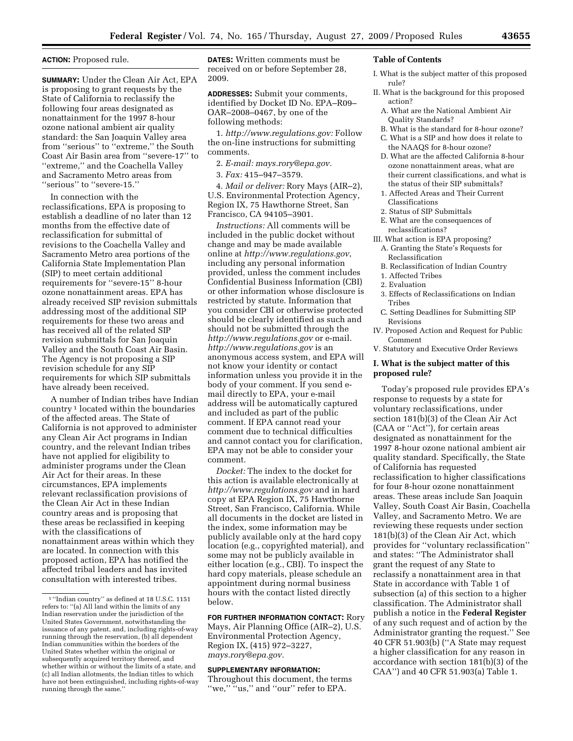**ACTION:** Proposed rule.

**SUMMARY:** Under the Clean Air Act, EPA is proposing to grant requests by the State of California to reclassify the following four areas designated as nonattainment for the 1997 8-hour ozone national ambient air quality standard: the San Joaquin Valley area from ''serious'' to ''extreme,'' the South Coast Air Basin area from ''severe-17'' to ''extreme,'' and the Coachella Valley and Sacramento Metro areas from ''serious'' to ''severe-15.''

In connection with the reclassifications, EPA is proposing to establish a deadline of no later than 12 months from the effective date of reclassification for submittal of revisions to the Coachella Valley and Sacramento Metro area portions of the California State Implementation Plan (SIP) to meet certain additional requirements for ''severe-15'' 8-hour ozone nonattainment areas. EPA has already received SIP revision submittals addressing most of the additional SIP requirements for these two areas and has received all of the related SIP revision submittals for San Joaquin Valley and the South Coast Air Basin. The Agency is not proposing a SIP revision schedule for any SIP requirements for which SIP submittals have already been received.

A number of Indian tribes have Indian country [1] located within the boundaries of the affected areas. The State of California is not approved to administer any Clean Air Act programs in Indian country, and the relevant Indian tribes have not applied for eligibility to administer programs under the Clean Air Act for their areas. In these circumstances, EPA implements relevant reclassification provisions of the Clean Air Act in these Indian country areas and is proposing that these areas be reclassified in keeping with the classifications of nonattainment areas within which they are located. In connection with this proposed action, EPA has notified the affected tribal leaders and has invited consultation with interested tribes.

[1] ''Indian country'' as defined at 18 U.S.C. 1151 refers to: ''(a) All land within the limits of any Indian reservation under the jurisdiction of the United States Government, notwithstanding the issuance of any patent, and, including rights-of-way running through the reservation, (b) all dependent Indian communities within the borders of the United States whether within the original or subsequently acquired territory thereof, and whether within or without the limits of a state, and (c) all Indian allotments, the Indian titles to which have not been extinguished, including rights-of-way running through the same.''

**DATES:** Written comments must be received on or before September 28, 2009.

**ADDRESSES:** Submit your comments, identified by Docket ID No. EPA–R09–OAR–2008–0467, by one of the following methods:

1. *http://www.regulations.gov:* Follow the on-line instructions for submitting comments.

2. *E-mail: mays.rory@epa.gov.*

3. *Fax:* 415–947–3579.

4. *Mail or deliver:* Rory Mays (AIR–2), U.S. Environmental Protection Agency, Region IX, 75 Hawthorne Street, San Francisco, CA 94105–3901.

*Instructions:* All comments will be included in the public docket without change and may be made available online at *http://www.regulations.gov*, including any personal information provided, unless the comment includes Confidential Business Information (CBI) or other information whose disclosure is restricted by statute. Information that you consider CBI or otherwise protected should be clearly identified as such and should not be submitted through the *http://www.regulations.gov* or e-mail. *http://www.regulations.gov* is an anonymous access system, and EPA will not know your identity or contact information unless you provide it in the body of your comment. If you send e-mail directly to EPA, your e-mail address will be automatically captured and included as part of the public comment. If EPA cannot read your comment due to technical difficulties and cannot contact you for clarification, EPA may not be able to consider your comment.

*Docket:* The index to the docket for this action is available electronically at *http://www.regulations.gov* and in hard copy at EPA Region IX, 75 Hawthorne Street, San Francisco, California. While all documents in the docket are listed in the index, some information may be publicly available only at the hard copy location (e.g., copyrighted material), and some may not be publicly available in either location (e.g., CBI). To inspect the hard copy materials, please schedule an appointment during normal business hours with the contact listed directly below.

**FOR FURTHER INFORMATION CONTACT:** Rory Mays, Air Planning Office (AIR–2), U.S. Environmental Protection Agency, Region IX, (415) 972–3227, *mays.rory@epa.gov.*

**SUPPLEMENTARY INFORMATION:** Throughout this document, the terms ''we,'' ''us,'' and ''our'' refer to EPA.

**Table of Contents**

I. What is the subject matter of this proposed rule?
II. What is the background for this proposed action?
  A. What are the National Ambient Air Quality Standards?
  B. What is the standard for 8-hour ozone?
  C. What is a SIP and how does it relate to the NAAQS for 8-hour ozone?
  D. What are the affected California 8-hour ozone nonattainment areas, what are their current classifications, and what is the status of their SIP submittals?
  1. Affected Areas and Their Current Classifications
  2. Status of SIP Submittals
  E. What are the consequences of reclassifications?
III. What action is EPA proposing?
  A. Granting the State's Requests for Reclassification
  B. Reclassification of Indian Country
  1. Affected Tribes
  2. Evaluation
  3. Effects of Reclassifications on Indian Tribes
  C. Setting Deadlines for Submitting SIP Revisions
IV. Proposed Action and Request for Public Comment
V. Statutory and Executive Order Reviews

## I. What is the subject matter of this proposed rule?

Today's proposed rule provides EPA's response to requests by a state for voluntary reclassifications, under section 181(b)(3) of the Clean Air Act (CAA or ''Act''), for certain areas designated as nonattainment for the 1997 8-hour ozone national ambient air quality standard. Specifically, the State of California has requested reclassification to higher classifications for four 8-hour ozone nonattainment areas. These areas include San Joaquin Valley, South Coast Air Basin, Coachella Valley, and Sacramento Metro. We are reviewing these requests under section 181(b)(3) of the Clean Air Act, which provides for ''voluntary reclassification'' and states: ''The Administrator shall grant the request of any State to reclassify a nonattainment area in that State in accordance with Table 1 of subsection (a) of this section to a higher classification. The Administrator shall publish a notice in the **Federal Register** of any such request and of action by the Administrator granting the request.'' See 40 CFR 51.903(b) (''A State may request a higher classification for any reason in accordance with section 181(b)(3) of the CAA'') and 40 CFR 51.903(a) Table 1.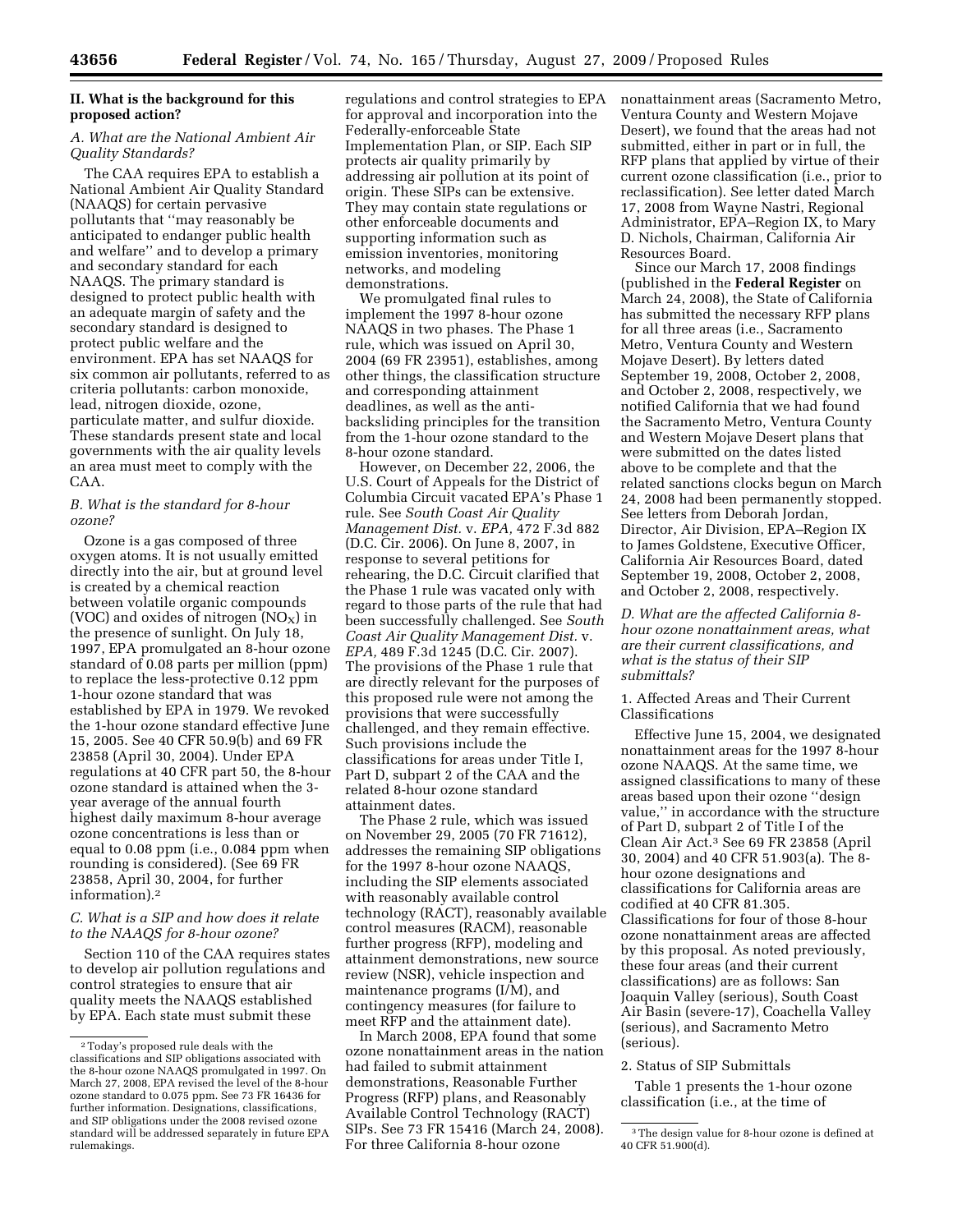## II. What is the background for this proposed action?

### *A. What are the National Ambient Air Quality Standards?*

The CAA requires EPA to establish a National Ambient Air Quality Standard (NAAQS) for certain pervasive pollutants that ''may reasonably be anticipated to endanger public health and welfare'' and to develop a primary and secondary standard for each NAAQS. The primary standard is designed to protect public health with an adequate margin of safety and the secondary standard is designed to protect public welfare and the environment. EPA has set NAAQS for six common air pollutants, referred to as criteria pollutants: carbon monoxide, lead, nitrogen dioxide, ozone, particulate matter, and sulfur dioxide. These standards present state and local governments with the air quality levels an area must meet to comply with the CAA.

### *B. What is the standard for 8-hour ozone?*

Ozone is a gas composed of three oxygen atoms. It is not usually emitted directly into the air, but at ground level is created by a chemical reaction between volatile organic compounds (VOC) and oxides of nitrogen ($NO_X$) in the presence of sunlight. On July 18, 1997, EPA promulgated an 8-hour ozone standard of 0.08 parts per million (ppm) to replace the less-protective 0.12 ppm 1-hour ozone standard that was established by EPA in 1979. We revoked the 1-hour ozone standard effective June 15, 2005. See 40 CFR 50.9(b) and 69 FR 23858 (April 30, 2004). Under EPA regulations at 40 CFR part 50, the 8-hour ozone standard is attained when the 3-year average of the annual fourth highest daily maximum 8-hour average ozone concentrations is less than or equal to 0.08 ppm (i.e., 0.084 ppm when rounding is considered). (See 69 FR 23858, April 30, 2004, for further information).[2]

### *C. What is a SIP and how does it relate to the NAAQS for 8-hour ozone?*

Section 110 of the CAA requires states to develop air pollution regulations and control strategies to ensure that air quality meets the NAAQS established by EPA. Each state must submit these regulations and control strategies to EPA for approval and incorporation into the Federally-enforceable State Implementation Plan, or SIP. Each SIP protects air quality primarily by addressing air pollution at its point of origin. These SIPs can be extensive. They may contain state regulations or other enforceable documents and supporting information such as emission inventories, monitoring networks, and modeling demonstrations.

We promulgated final rules to implement the 1997 8-hour ozone NAAQS in two phases. The Phase 1 rule, which was issued on April 30, 2004 (69 FR 23951), establishes, among other things, the classification structure and corresponding attainment deadlines, as well as the anti-backsliding principles for the transition from the 1-hour ozone standard to the 8-hour ozone standard.

However, on December 22, 2006, the U.S. Court of Appeals for the District of Columbia Circuit vacated EPA's Phase 1 rule. See *South Coast Air Quality Management Dist.* v. *EPA,* 472 F.3d 882 (D.C. Cir. 2006). On June 8, 2007, in response to several petitions for rehearing, the D.C. Circuit clarified that the Phase 1 rule was vacated only with regard to those parts of the rule that had been successfully challenged. See *South Coast Air Quality Management Dist.* v. *EPA,* 489 F.3d 1245 (D.C. Cir. 2007). The provisions of the Phase 1 rule that are directly relevant for the purposes of this proposed rule were not among the provisions that were successfully challenged, and they remain effective. Such provisions include the classifications for areas under Title I, Part D, subpart 2 of the CAA and the related 8-hour ozone standard attainment dates.

The Phase 2 rule, which was issued on November 29, 2005 (70 FR 71612), addresses the remaining SIP obligations for the 1997 8-hour ozone NAAQS, including the SIP elements associated with reasonably available control technology (RACT), reasonably available control measures (RACM), reasonable further progress (RFP), modeling and attainment demonstrations, new source review (NSR), vehicle inspection and maintenance programs (I/M), and contingency measures (for failure to meet RFP and the attainment date).

In March 2008, EPA found that some ozone nonattainment areas in the nation had failed to submit attainment demonstrations, Reasonable Further Progress (RFP) plans, and Reasonably Available Control Technology (RACT) SIPs. See 73 FR 15416 (March 24, 2008). For three California 8-hour ozone nonattainment areas (Sacramento Metro, Ventura County and Western Mojave Desert), we found that the areas had not submitted, either in part or in full, the RFP plans that applied by virtue of their current ozone classification (i.e., prior to reclassification). See letter dated March 17, 2008 from Wayne Nastri, Regional Administrator, EPA–Region IX, to Mary D. Nichols, Chairman, California Air Resources Board.

Since our March 17, 2008 findings (published in the **Federal Register** on March 24, 2008), the State of California has submitted the necessary RFP plans for all three areas (i.e., Sacramento Metro, Ventura County and Western Mojave Desert). By letters dated September 19, 2008, October 2, 2008, and October 2, 2008, respectively, we notified California that we had found the Sacramento Metro, Ventura County and Western Mojave Desert plans that were submitted on the dates listed above to be complete and that the related sanctions clocks begun on March 24, 2008 had been permanently stopped. See letters from Deborah Jordan, Director, Air Division, EPA–Region IX to James Goldstene, Executive Officer, California Air Resources Board, dated September 19, 2008, October 2, 2008, and October 2, 2008, respectively.

### *D. What are the affected California 8-hour ozone nonattainment areas, what are their current classifications, and what is the status of their SIP submittals?*

#### 1. Affected Areas and Their Current Classifications

Effective June 15, 2004, we designated nonattainment areas for the 1997 8-hour ozone NAAQS. At the same time, we assigned classifications to many of these areas based upon their ozone ''design value,'' in accordance with the structure of Part D, subpart 2 of Title I of the Clean Air Act.[3] See 69 FR 23858 (April 30, 2004) and 40 CFR 51.903(a). The 8-hour ozone designations and classifications for California areas are codified at 40 CFR 81.305. Classifications for four of those 8-hour ozone nonattainment areas are affected by this proposal. As noted previously, these four areas (and their current classifications) are as follows: San Joaquin Valley (serious), South Coast Air Basin (severe-17), Coachella Valley (serious), and Sacramento Metro (serious).

#### 2. Status of SIP Submittals

Table 1 presents the 1-hour ozone classification (i.e., at the time of

---

[2] Today's proposed rule deals with the classifications and SIP obligations associated with the 8-hour ozone NAAQS promulgated in 1997. On March 27, 2008, EPA revised the level of the 8-hour ozone standard to 0.075 ppm. See 73 FR 16436 for further information. Designations, classifications, and SIP obligations under the 2008 revised ozone standard will be addressed separately in future EPA rulemakings.

[3] The design value for 8-hour ozone is defined at 40 CFR 51.900(d).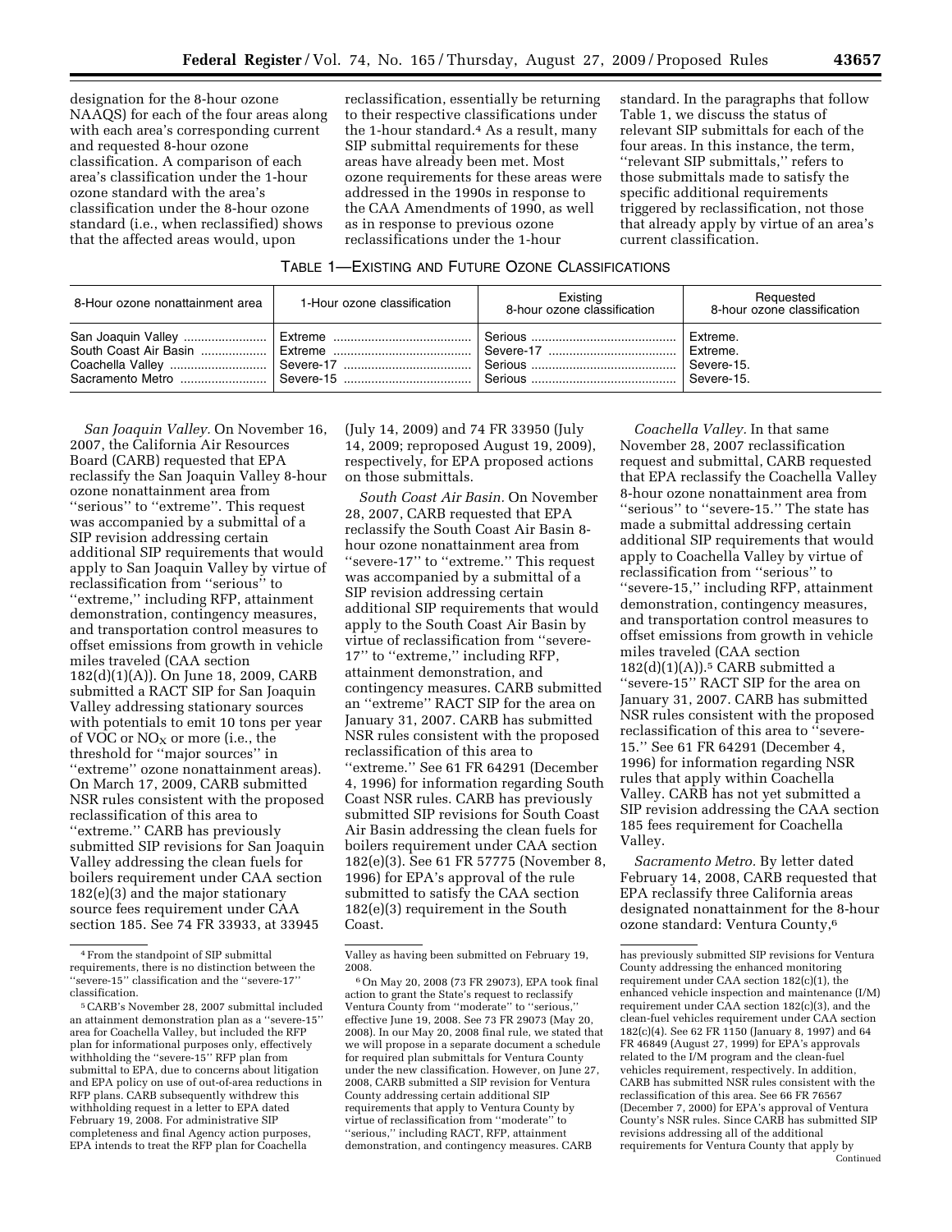designation for the 8-hour ozone NAAQS) for each of the four areas along with each area's corresponding current and requested 8-hour ozone classification. A comparison of each area's classification under the 1-hour ozone standard with the area's classification under the 8-hour ozone standard (i.e., when reclassified) shows that the affected areas would, upon reclassification, essentially be returning to their respective classifications under the 1-hour standard.[4] As a result, many SIP submittal requirements for these areas have already been met. Most ozone requirements for these areas were addressed in the 1990s in response to the CAA Amendments of 1990, as well as in response to previous ozone reclassifications under the 1-hour standard. In the paragraphs that follow Table 1, we discuss the status of relevant SIP submittals for each of the four areas. In this instance, the term, "relevant SIP submittals," refers to those submittals made to satisfy the specific additional requirements triggered by reclassification, not those that already apply by virtue of an area's current classification.

TABLE 1—EXISTING AND FUTURE OZONE CLASSIFICATIONS

| 8-Hour ozone nonattainment area | 1-Hour ozone classification | Existing 8-hour ozone classification | Requested 8-hour ozone classification |
|---|---|---|---|
| San Joaquin Valley | Extreme | Serious | Extreme. |
| South Coast Air Basin | Extreme | Severe-17 | Extreme. |
| Coachella Valley | Severe-17 | Serious | Severe-15. |
| Sacramento Metro | Severe-15 | Serious | Severe-15. |

*San Joaquin Valley.* On November 16, 2007, the California Air Resources Board (CARB) requested that EPA reclassify the San Joaquin Valley 8-hour ozone nonattainment area from "serious" to "extreme". This request was accompanied by a submittal of a SIP revision addressing certain additional SIP requirements that would apply to San Joaquin Valley by virtue of reclassification from "serious" to "extreme," including RFP, attainment demonstration, contingency measures, and transportation control measures to offset emissions from growth in vehicle miles traveled (CAA section 182(d)(1)(A)). On June 18, 2009, CARB submitted a RACT SIP for San Joaquin Valley addressing stationary sources with potentials to emit 10 tons per year of VOC or $NO_X$ or more (i.e., the threshold for "major sources" in "extreme" ozone nonattainment areas). On March 17, 2009, CARB submitted NSR rules consistent with the proposed reclassification of this area to "extreme." CARB has previously submitted SIP revisions for San Joaquin Valley addressing the clean fuels for boilers requirement under CAA section 182(e)(3) and the major stationary source fees requirement under CAA section 185. See 74 FR 33933, at 33945 (July 14, 2009) and 74 FR 33950 (July 14, 2009; reproposed August 19, 2009), respectively, for EPA proposed actions on those submittals.

*South Coast Air Basin.* On November 28, 2007, CARB requested that EPA reclassify the South Coast Air Basin 8-hour ozone nonattainment area from "severe-17" to "extreme." This request was accompanied by a submittal of a SIP revision addressing certain additional SIP requirements that would apply to the South Coast Air Basin by virtue of reclassification from "severe-17" to "extreme," including RFP, attainment demonstration, and contingency measures. CARB submitted an "extreme" RACT SIP for the area on January 31, 2007. CARB has submitted NSR rules consistent with the proposed reclassification of this area to "extreme." See 61 FR 64291 (December 4, 1996) for information regarding South Coast NSR rules. CARB has previously submitted SIP revisions for South Coast Air Basin addressing the clean fuels for boilers requirement under CAA section 182(e)(3). See 61 FR 57775 (November 8, 1996) for EPA's approval of the rule submitted to satisfy the CAA section 182(e)(3) requirement in the South Coast.

*Coachella Valley.* In that same November 28, 2007 reclassification request and submittal, CARB requested that EPA reclassify the Coachella Valley 8-hour ozone nonattainment area from "serious" to "severe-15." The state has made a submittal addressing certain additional SIP requirements that would apply to Coachella Valley by virtue of reclassification from "serious" to "severe-15," including RFP, attainment demonstration, contingency measures, and transportation control measures to offset emissions from growth in vehicle miles traveled (CAA section 182(d)(1)(A)).[5] CARB submitted a "severe-15" RACT SIP for the area on January 31, 2007. CARB has submitted NSR rules consistent with the proposed reclassification of this area to "severe-15." See 61 FR 64291 (December 4, 1996) for information regarding NSR rules that apply within Coachella Valley. CARB has not yet submitted a SIP revision addressing the CAA section 185 fees requirement for Coachella Valley.

*Sacramento Metro.* By letter dated February 14, 2008, CARB requested that EPA reclassify three California areas designated nonattainment for the 8-hour ozone standard: Ventura County,[6]

[4] From the standpoint of SIP submittal requirements, there is no distinction between the "severe-15" classification and the "severe-17" classification.

[5] CARB's November 28, 2007 submittal included an attainment demonstration plan as a "severe-15" area for Coachella Valley, but included the RFP plan for informational purposes only, effectively withholding the "severe-15" RFP plan from submittal to EPA, due to concerns about litigation and EPA policy on use of out-of-area reductions in RFP plans. CARB subsequently withdrew this withholding request in a letter to EPA dated February 19, 2008. For administrative SIP completeness and final Agency action purposes, EPA intends to treat the RFP plan for Coachella Valley as having been submitted on February 19, 2008.

[6] On May 20, 2008 (73 FR 29073), EPA took final action to grant the State's request to reclassify Ventura County from "moderate" to "serious," effective June 19, 2008. See 73 FR 29073 (May 20, 2008). In our May 20, 2008 final rule, we stated that we will propose in a separate document a schedule for required plan submittals for Ventura County under the new classification. However, on June 27, 2008, CARB submitted a SIP revision for Ventura County addressing certain additional SIP requirements that apply to Ventura County by virtue of reclassification from "moderate" to "serious," including RACT, RFP, attainment demonstration, and contingency measures. CARB has previously submitted SIP revisions for Ventura County addressing the enhanced monitoring requirement under CAA section 182(c)(1), the enhanced vehicle inspection and maintenance (I/M) requirement under CAA section 182(c)(3), and the clean-fuel vehicles requirement under CAA section 182(c)(4). See 62 FR 1150 (January 8, 1997) and 64 FR 46849 (August 27, 1999) for EPA's approvals related to the I/M program and the clean-fuel vehicles requirement, respectively. In addition, CARB has submitted NSR rules consistent with the reclassification of this area. See 66 FR 76567 (December 7, 2000) for EPA's approval of Ventura County's NSR rules. Since CARB has submitted SIP revisions addressing all of the additional requirements for Ventura County that apply by

Continued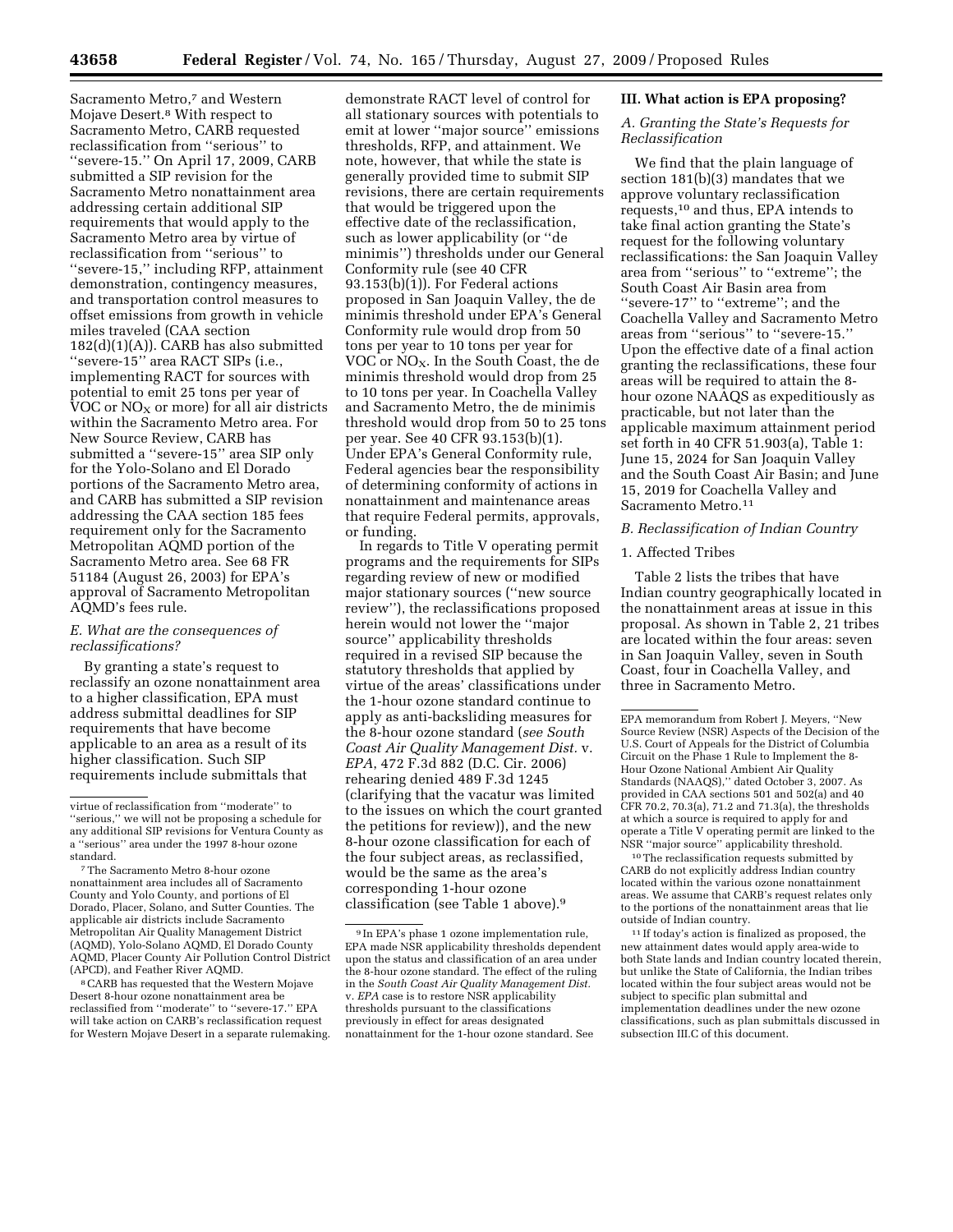Sacramento Metro,[7] and Western Mojave Desert.[8] With respect to Sacramento Metro, CARB requested reclassification from ''serious'' to ''severe-15.'' On April 17, 2009, CARB submitted a SIP revision for the Sacramento Metro nonattainment area addressing certain additional SIP requirements that would apply to the Sacramento Metro area by virtue of reclassification from ''serious'' to ''severe-15,'' including RFP, attainment demonstration, contingency measures, and transportation control measures to offset emissions from growth in vehicle miles traveled (CAA section 182(d)(1)(A)). CARB has also submitted ''severe-15'' area RACT SIPs (i.e., implementing RACT for sources with potential to emit 25 tons per year of VOC or $NO_X$ or more) for all air districts within the Sacramento Metro area. For New Source Review, CARB has submitted a ''severe-15'' area SIP only for the Yolo-Solano and El Dorado portions of the Sacramento Metro area, and CARB has submitted a SIP revision addressing the CAA section 185 fees requirement only for the Sacramento Metropolitan AQMD portion of the Sacramento Metro area. See 68 FR 51184 (August 26, 2003) for EPA's approval of Sacramento Metropolitan AQMD's fees rule.

### *E. What are the consequences of reclassifications?*

By granting a state's request to reclassify an ozone nonattainment area to a higher classification, EPA must address submittal deadlines for SIP requirements that have become applicable to an area as a result of its higher classification. Such SIP requirements include submittals that demonstrate RACT level of control for all stationary sources with potentials to emit at lower ''major source'' emissions thresholds, RFP, and attainment. We note, however, that while the state is generally provided time to submit SIP revisions, there are certain requirements that would be triggered upon the effective date of the reclassification, such as lower applicability (or ''de minimis'') thresholds under our General Conformity rule (see 40 CFR 93.153(b)(1)). For Federal actions proposed in San Joaquin Valley, the de minimis threshold under EPA's General Conformity rule would drop from 50 tons per year to 10 tons per year for VOC or $NO_X$. In the South Coast, the de minimis threshold would drop from 25 to 10 tons per year. In Coachella Valley and Sacramento Metro, the de minimis threshold would drop from 50 to 25 tons per year. See 40 CFR 93.153(b)(1). Under EPA's General Conformity rule, Federal agencies bear the responsibility of determining conformity of actions in nonattainment and maintenance areas that require Federal permits, approvals, or funding.

In regards to Title V operating permit programs and the requirements for SIPs regarding review of new or modified major stationary sources (''new source review''), the reclassifications proposed herein would not lower the ''major source'' applicability thresholds required in a revised SIP because the statutory thresholds that applied by virtue of the areas' classifications under the 1-hour ozone standard continue to apply as anti-backsliding measures for the 8-hour ozone standard (*see South Coast Air Quality Management Dist.* v. *EPA*, 472 F.3d 882 (D.C. Cir. 2006) rehearing denied 489 F.3d 1245 (clarifying that the vacatur was limited to the issues on which the court granted the petitions for review)), and the new 8-hour ozone classification for each of the four subject areas, as reclassified, would be the same as the area's corresponding 1-hour ozone classification (see Table 1 above).[9]

## III. What action is EPA proposing?

### *A. Granting the State's Requests for Reclassification*

We find that the plain language of section 181(b)(3) mandates that we approve voluntary reclassification requests,[10] and thus, EPA intends to take final action granting the State's request for the following voluntary reclassifications: the San Joaquin Valley area from ''serious'' to ''extreme''; the South Coast Air Basin area from ''severe-17'' to ''extreme''; and the Coachella Valley and Sacramento Metro areas from ''serious'' to ''severe-15.'' Upon the effective date of a final action granting the reclassifications, these four areas will be required to attain the 8-hour ozone NAAQS as expeditiously as practicable, but not later than the applicable maximum attainment period set forth in 40 CFR 51.903(a), Table 1: June 15, 2024 for San Joaquin Valley and the South Coast Air Basin; and June 15, 2019 for Coachella Valley and Sacramento Metro.[11]

### *B. Reclassification of Indian Country*

#### 1. Affected Tribes

Table 2 lists the tribes that have Indian country geographically located in the nonattainment areas at issue in this proposal. As shown in Table 2, 21 tribes are located within the four areas: seven in San Joaquin Valley, seven in South Coast, four in Coachella Valley, and three in Sacramento Metro.

---

virtue of reclassification from ''moderate'' to ''serious,'' we will not be proposing a schedule for any additional SIP revisions for Ventura County as a ''serious'' area under the 1997 8-hour ozone standard.

[7] The Sacramento Metro 8-hour ozone nonattainment area includes all of Sacramento County and Yolo County, and portions of El Dorado, Placer, Solano, and Sutter Counties. The applicable air districts include Sacramento Metropolitan Air Quality Management District (AQMD), Yolo-Solano AQMD, El Dorado County AQMD, Placer County Air Pollution Control District (APCD), and Feather River AQMD.

[8] CARB has requested that the Western Mojave Desert 8-hour ozone nonattainment area be reclassified from ''moderate'' to ''severe-17.'' EPA will take action on CARB's reclassification request for Western Mojave Desert in a separate rulemaking.

[9] In EPA's phase 1 ozone implementation rule, EPA made NSR applicability thresholds dependent upon the status and classification of an area under the 8-hour ozone standard. The effect of the ruling in the *South Coast Air Quality Management Dist.* v. *EPA* case is to restore NSR applicability thresholds pursuant to the classifications previously in effect for areas designated nonattainment for the 1-hour ozone standard. See EPA memorandum from Robert J. Meyers, ''New Source Review (NSR) Aspects of the Decision of the U.S. Court of Appeals for the District of Columbia Circuit on the Phase 1 Rule to Implement the 8-Hour Ozone National Ambient Air Quality Standards (NAAQS),'' dated October 3, 2007. As provided in CAA sections 501 and 502(a) and 40 CFR 70.2, 70.3(a), 71.2 and 71.3(a), the thresholds at which a source is required to apply for and operate a Title V operating permit are linked to the NSR ''major source'' applicability threshold.

[10] The reclassification requests submitted by CARB do not explicitly address Indian country located within the various ozone nonattainment areas. We assume that CARB's request relates only to the portions of the nonattainment areas that lie outside of Indian country.

[11] If today's action is finalized as proposed, the new attainment dates would apply area-wide to both State lands and Indian country located therein, but unlike the State of California, the Indian tribes located within the four subject areas would not be subject to specific plan submittal and implementation deadlines under the new ozone classifications, such as plan submittals discussed in subsection III.C of this document.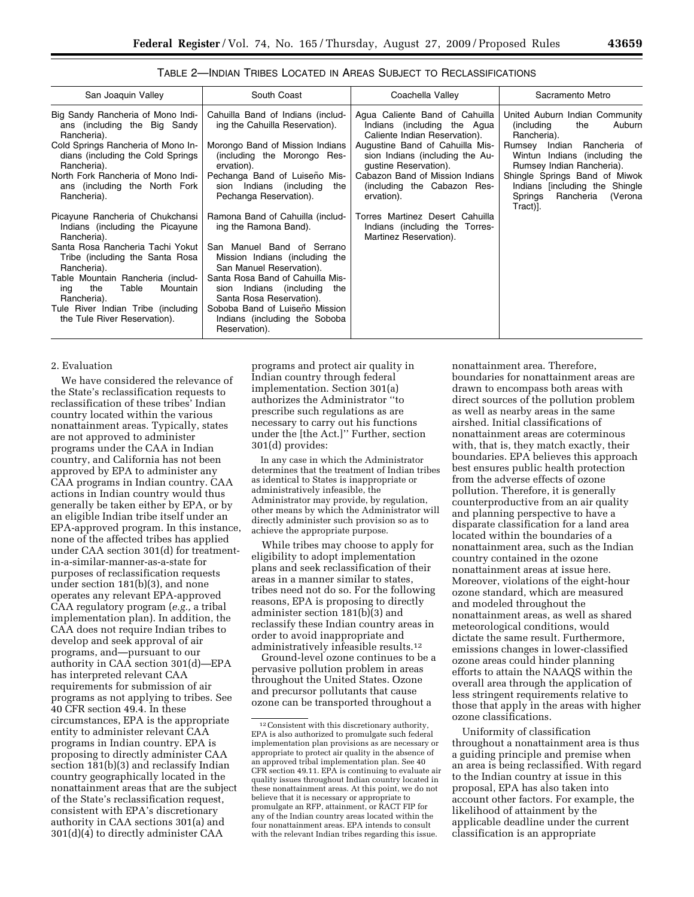TABLE 2—INDIAN TRIBES LOCATED IN AREAS SUBJECT TO RECLASSIFICATIONS

| San Joaquin Valley | South Coast | Coachella Valley | Sacramento Metro |
|---|---|---|---|
| Big Sandy Rancheria of Mono Indians (including the Big Sandy Rancheria). | Cahuilla Band of Indians (including the Cahuilla Reservation). | Agua Caliente Band of Cahuilla Indians (including the Agua Caliente Indian Reservation). | United Auburn Indian Community (including the Auburn Rancheria). |
| Cold Springs Rancheria of Mono Indians (including the Cold Springs Rancheria). | Morongo Band of Mission Indians (including the Morongo Reservation). | Augustine Band of Cahuilla Mission Indians (including the Augustine Reservation). | Rumsey Indian Rancheria of Wintun Indians (including the Rumsey Indian Rancheria). |
| North Fork Rancheria of Mono Indians (including the North Fork Rancheria). | Pechanga Band of Luiseño Mission Indians (including the Pechanga Reservation). | Cabazon Band of Mission Indians (including the Cabazon Reservation). | Shingle Springs Band of Miwok Indians [including the Shingle Springs Rancheria (Verona Tract)]. |
| Picayune Rancheria of Chukchansi Indians (including the Picayune Rancheria). | Ramona Band of Cahuilla (including the Ramona Band). | Torres Martinez Desert Cahuilla Indians (including the Torres-Martinez Reservation). | |
| Santa Rosa Rancheria Tachi Yokut Tribe (including the Santa Rosa Rancheria). | San Manuel Band of Serrano Mission Indians (including the San Manuel Reservation). | | |
| Table Mountain Rancheria (including the Table Mountain Rancheria). | Santa Rosa Band of Cahuilla Mission Indians (including the Santa Rosa Reservation). | | |
| Tule River Indian Tribe (including the Tule River Reservation). | Soboba Band of Luiseño Mission Indians (including the Soboba Reservation). | | |

2. Evaluation

We have considered the relevance of the State's reclassification requests to reclassification of these tribes' Indian country located within the various nonattainment areas. Typically, states are not approved to administer programs under the CAA in Indian country, and California has not been approved by EPA to administer any CAA programs in Indian country. CAA actions in Indian country would thus generally be taken either by EPA, or by an eligible Indian tribe itself under an EPA-approved program. In this instance, none of the affected tribes has applied under CAA section 301(d) for treatment-in-a-similar-manner-as-a-state for purposes of reclassification requests under section 181(b)(3), and none operates any relevant EPA-approved CAA regulatory program (*e.g.,* a tribal implementation plan). In addition, the CAA does not require Indian tribes to develop and seek approval of air programs, and—pursuant to our authority in CAA section 301(d)—EPA has interpreted relevant CAA requirements for submission of air programs as not applying to tribes. See 40 CFR section 49.4. In these circumstances, EPA is the appropriate entity to administer relevant CAA programs in Indian country. EPA is proposing to directly administer CAA section 181(b)(3) and reclassify Indian country geographically located in the nonattainment areas that are the subject of the State's reclassification request, consistent with EPA's discretionary authority in CAA sections 301(a) and 301(d)(4) to directly administer CAA programs and protect air quality in Indian country through federal implementation. Section 301(a) authorizes the Administrator "to prescribe such regulations as are necessary to carry out his functions under the [the Act.]" Further, section 301(d) provides:

> In any case in which the Administrator determines that the treatment of Indian tribes as identical to States is inappropriate or administratively infeasible, the Administrator may provide, by regulation, other means by which the Administrator will directly administer such provision so as to achieve the appropriate purpose.

While tribes may choose to apply for eligibility to adopt implementation plans and seek reclassification of their areas in a manner similar to states, tribes need not do so. For the following reasons, EPA is proposing to directly administer section 181(b)(3) and reclassify these Indian country areas in order to avoid inappropriate and administratively infeasible results.[12]

Ground-level ozone continues to be a pervasive pollution problem in areas throughout the United States. Ozone and precursor pollutants that cause ozone can be transported throughout a nonattainment area. Therefore, boundaries for nonattainment areas are drawn to encompass both areas with direct sources of the pollution problem as well as nearby areas in the same airshed. Initial classifications of nonattainment areas are coterminous with, that is, they match exactly, their boundaries. EPA believes this approach best ensures public health protection from the adverse effects of ozone pollution. Therefore, it is generally counterproductive from an air quality and planning perspective to have a disparate classification for a land area located within the boundaries of a nonattainment area, such as the Indian country contained in the ozone nonattainment areas at issue here. Moreover, violations of the eight-hour ozone standard, which are measured and modeled throughout the nonattainment areas, as well as shared meteorological conditions, would dictate the same result. Furthermore, emissions changes in lower-classified ozone areas could hinder planning efforts to attain the NAAQS within the overall area through the application of less stringent requirements relative to those that apply in the areas with higher ozone classifications.

Uniformity of classification throughout a nonattainment area is thus a guiding principle and premise when an area is being reclassified. With regard to the Indian country at issue in this proposal, EPA has also taken into account other factors. For example, the likelihood of attainment by the applicable deadline under the current classification is an appropriate

[12] Consistent with this discretionary authority, EPA is also authorized to promulgate such federal implementation plan provisions as are necessary or appropriate to protect air quality in the absence of an approved tribal implementation plan. See 40 CFR section 49.11. EPA is continuing to evaluate air quality issues throughout Indian country located in these nonattainment areas. At this point, we do not believe that it is necessary or appropriate to promulgate an RFP, attainment, or RACT FIP for any of the Indian country areas located within the four nonattainment areas. EPA intends to consult with the relevant Indian tribes regarding this issue.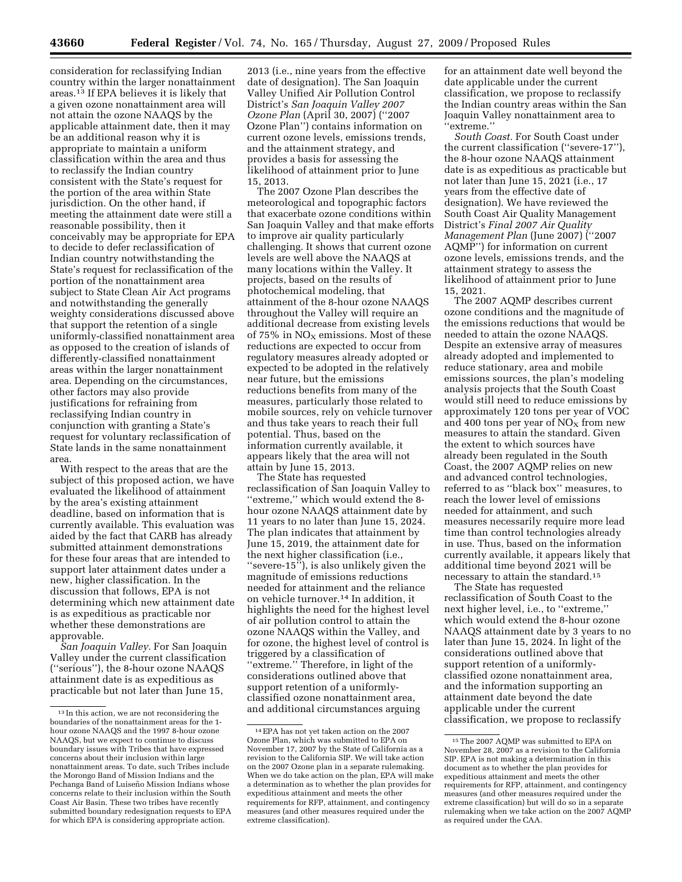consideration for reclassifying Indian country within the larger nonattainment areas.[13] If EPA believes it is likely that a given ozone nonattainment area will not attain the ozone NAAQS by the applicable attainment date, then it may be an additional reason why it is appropriate to maintain a uniform classification within the area and thus to reclassify the Indian country consistent with the State's request for the portion of the area within State jurisdiction. On the other hand, if meeting the attainment date were still a reasonable possibility, then it conceivably may be appropriate for EPA to decide to defer reclassification of Indian country notwithstanding the State's request for reclassification of the portion of the nonattainment area subject to State Clean Air Act programs and notwithstanding the generally weighty considerations discussed above that support the retention of a single uniformly-classified nonattainment area as opposed to the creation of islands of differently-classified nonattainment areas within the larger nonattainment area. Depending on the circumstances, other factors may also provide justifications for refraining from reclassifying Indian country in conjunction with granting a State's request for voluntary reclassification of State lands in the same nonattainment area.

With respect to the areas that are the subject of this proposed action, we have evaluated the likelihood of attainment by the area's existing attainment deadline, based on information that is currently available. This evaluation was aided by the fact that CARB has already submitted attainment demonstrations for these four areas that are intended to support later attainment dates under a new, higher classification. In the discussion that follows, EPA is not determining which new attainment date is as expeditious as practicable nor whether these demonstrations are approvable.

*San Joaquin Valley.* For San Joaquin Valley under the current classification (''serious''), the 8-hour ozone NAAQS attainment date is as expeditious as practicable but not later than June 15, 2013 (i.e., nine years from the effective date of designation). The San Joaquin Valley Unified Air Pollution Control District's *San Joaquin Valley 2007 Ozone Plan* (April 30, 2007) (''2007 Ozone Plan'') contains information on current ozone levels, emissions trends, and the attainment strategy, and provides a basis for assessing the likelihood of attainment prior to June 15, 2013.

The 2007 Ozone Plan describes the meteorological and topographic factors that exacerbate ozone conditions within San Joaquin Valley and that make efforts to improve air quality particularly challenging. It shows that current ozone levels are well above the NAAQS at many locations within the Valley. It projects, based on the results of photochemical modeling, that attainment of the 8-hour ozone NAAQS throughout the Valley will require an additional decrease from existing levels of 75% in $NO_X$ emissions. Most of these reductions are expected to occur from regulatory measures already adopted or expected to be adopted in the relatively near future, but the emissions reductions benefits from many of the measures, particularly those related to mobile sources, rely on vehicle turnover and thus take years to reach their full potential. Thus, based on the information currently available, it appears likely that the area will not attain by June 15, 2013.

The State has requested reclassification of San Joaquin Valley to ''extreme,'' which would extend the 8-hour ozone NAAQS attainment date by 11 years to no later than June 15, 2024. The plan indicates that attainment by June 15, 2019, the attainment date for the next higher classification (i.e., ''severe-15''), is also unlikely given the magnitude of emissions reductions needed for attainment and the reliance on vehicle turnover.[14] In addition, it highlights the need for the highest level of air pollution control to attain the ozone NAAQS within the Valley, and for ozone, the highest level of control is triggered by a classification of ''extreme.'' Therefore, in light of the considerations outlined above that support retention of a uniformly-classified ozone nonattainment area, and additional circumstances arguing for an attainment date well beyond the date applicable under the current classification, we propose to reclassify the Indian country areas within the San Joaquin Valley nonattainment area to ''extreme.''

*South Coast.* For South Coast under the current classification (''severe-17''), the 8-hour ozone NAAQS attainment date is as expeditious as practicable but not later than June 15, 2021 (i.e., 17 years from the effective date of designation). We have reviewed the South Coast Air Quality Management District's *Final 2007 Air Quality Management Plan* (June 2007) (''2007 AQMP'') for information on current ozone levels, emissions trends, and the attainment strategy to assess the likelihood of attainment prior to June 15, 2021.

The 2007 AQMP describes current ozone conditions and the magnitude of the emissions reductions that would be needed to attain the ozone NAAQS. Despite an extensive array of measures already adopted and implemented to reduce stationary, area and mobile emissions sources, the plan's modeling analysis projects that the South Coast would still need to reduce emissions by approximately 120 tons per year of VOC and 400 tons per year of $NO_X$ from new measures to attain the standard. Given the extent to which sources have already been regulated in the South Coast, the 2007 AQMP relies on new and advanced control technologies, referred to as ''black box'' measures, to reach the lower level of emissions needed for attainment, and such measures necessarily require more lead time than control technologies already in use. Thus, based on the information currently available, it appears likely that additional time beyond 2021 will be necessary to attain the standard.[15]

The State has requested reclassification of South Coast to the next higher level, i.e., to ''extreme,'' which would extend the 8-hour ozone NAAQS attainment date by 3 years to no later than June 15, 2024. In light of the considerations outlined above that support retention of a uniformly-classified ozone nonattainment area, and the information supporting an attainment date beyond the date applicable under the current classification, we propose to reclassify

---

[13] In this action, we are not reconsidering the boundaries of the nonattainment areas for the 1-hour ozone NAAQS and the 1997 8-hour ozone NAAQS, but we expect to continue to discuss boundary issues with Tribes that have expressed concerns about their inclusion within large nonattainment areas. To date, such Tribes include the Morongo Band of Mission Indians and the Pechanga Band of Luiseño Mission Indians whose concerns relate to their inclusion within the South Coast Air Basin. These two tribes have recently submitted boundary redesignation requests to EPA for which EPA is considering appropriate action.

[14] EPA has not yet taken action on the 2007 Ozone Plan, which was submitted to EPA on November 17, 2007 by the State of California as a revision to the California SIP. We will take action on the 2007 Ozone plan in a separate rulemaking. When we do take action on the plan, EPA will make a determination as to whether the plan provides for expeditious attainment and meets the other requirements for RFP, attainment, and contingency measures (and other measures required under the extreme classification).

[15] The 2007 AQMP was submitted to EPA on November 28, 2007 as a revision to the California SIP. EPA is not making a determination in this document as to whether the plan provides for expeditious attainment and meets the other requirements for RFP, attainment, and contingency measures (and other measures required under the extreme classification) but will do so in a separate rulemaking when we take action on the 2007 AQMP as required under the CAA.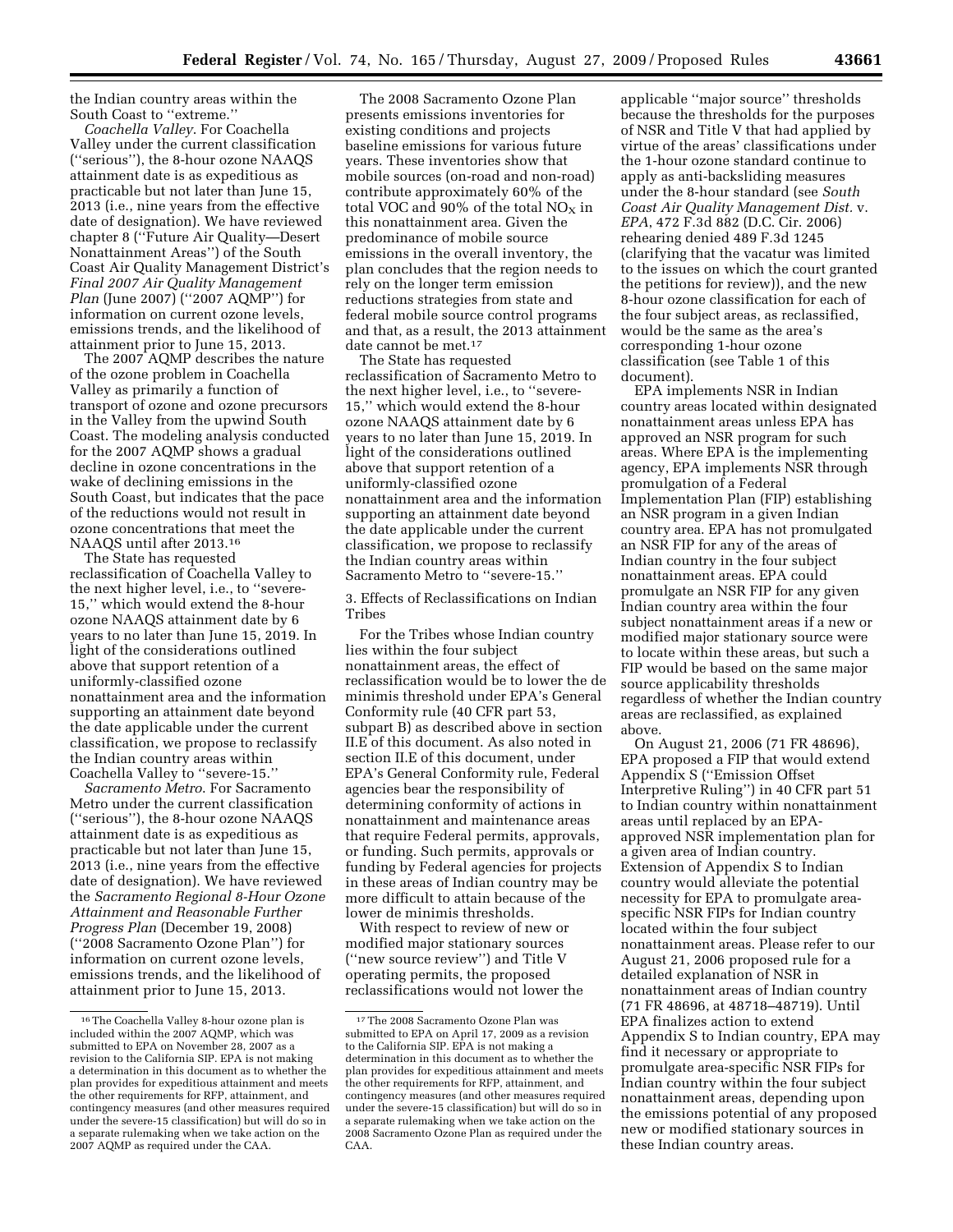the Indian country areas within the South Coast to "extreme."

*Coachella Valley*. For Coachella Valley under the current classification ("serious"), the 8-hour ozone NAAQS attainment date is as expeditious as practicable but not later than June 15, 2013 (i.e., nine years from the effective date of designation). We have reviewed chapter 8 ("Future Air Quality—Desert Nonattainment Areas") of the South Coast Air Quality Management District's *Final 2007 Air Quality Management Plan* (June 2007) ("2007 AQMP") for information on current ozone levels, emissions trends, and the likelihood of attainment prior to June 15, 2013.

The 2007 AQMP describes the nature of the ozone problem in Coachella Valley as primarily a function of transport of ozone and ozone precursors in the Valley from the upwind South Coast. The modeling analysis conducted for the 2007 AQMP shows a gradual decline in ozone concentrations in the wake of declining emissions in the South Coast, but indicates that the pace of the reductions would not result in ozone concentrations that meet the NAAQS until after 2013.[16]

The State has requested reclassification of Coachella Valley to the next higher level, i.e., to "severe-15," which would extend the 8-hour ozone NAAQS attainment date by 6 years to no later than June 15, 2019. In light of the considerations outlined above that support retention of a uniformly-classified ozone nonattainment area and the information supporting an attainment date beyond the date applicable under the current classification, we propose to reclassify the Indian country areas within Coachella Valley to "severe-15."

*Sacramento Metro*. For Sacramento Metro under the current classification ("serious"), the 8-hour ozone NAAQS attainment date is as expeditious as practicable but not later than June 15, 2013 (i.e., nine years from the effective date of designation). We have reviewed the *Sacramento Regional 8-Hour Ozone Attainment and Reasonable Further Progress Plan* (December 19, 2008) ("2008 Sacramento Ozone Plan") for information on current ozone levels, emissions trends, and the likelihood of attainment prior to June 15, 2013.

The 2008 Sacramento Ozone Plan presents emissions inventories for existing conditions and projects baseline emissions for various future years. These inventories show that mobile sources (on-road and non-road) contribute approximately 60% of the total VOC and 90% of the total $NO_X$ in this nonattainment area. Given the predominance of mobile source emissions in the overall inventory, the plan concludes that the region needs to rely on the longer term emission reductions strategies from state and federal mobile source control programs and that, as a result, the 2013 attainment date cannot be met.[17]

The State has requested reclassification of Sacramento Metro to the next higher level, i.e., to "severe-15," which would extend the 8-hour ozone NAAQS attainment date by 6 years to no later than June 15, 2019. In light of the considerations outlined above that support retention of a uniformly-classified ozone nonattainment area and the information supporting an attainment date beyond the date applicable under the current classification, we propose to reclassify the Indian country areas within Sacramento Metro to "severe-15."

### 3. Effects of Reclassifications on Indian Tribes

For the Tribes whose Indian country lies within the four subject nonattainment areas, the effect of reclassification would be to lower the de minimis threshold under EPA's General Conformity rule (40 CFR part 53, subpart B) as described above in section II.E of this document. As also noted in section II.E of this document, under EPA's General Conformity rule, Federal agencies bear the responsibility of determining conformity of actions in nonattainment and maintenance areas that require Federal permits, approvals, or funding. Such permits, approvals or funding by Federal agencies for projects in these areas of Indian country may be more difficult to attain because of the lower de minimis thresholds.

With respect to review of new or modified major stationary sources ("new source review") and Title V operating permits, the proposed reclassifications would not lower the applicable "major source" thresholds because the thresholds for the purposes of NSR and Title V that had applied by virtue of the areas' classifications under the 1-hour ozone standard continue to apply as anti-backsliding measures under the 8-hour standard (see *South Coast Air Quality Management Dist.* v. *EPA*, 472 F.3d 882 (D.C. Cir. 2006) rehearing denied 489 F.3d 1245 (clarifying that the vacatur was limited to the issues on which the court granted the petitions for review)), and the new 8-hour ozone classification for each of the four subject areas, as reclassified, would be the same as the area's corresponding 1-hour ozone classification (see Table 1 of this document).

EPA implements NSR in Indian country areas located within designated nonattainment areas unless EPA has approved an NSR program for such areas. Where EPA is the implementing agency, EPA implements NSR through promulgation of a Federal Implementation Plan (FIP) establishing an NSR program in a given Indian country area. EPA has not promulgated an NSR FIP for any of the areas of Indian country in the four subject nonattainment areas. EPA could promulgate an NSR FIP for any given Indian country area within the four subject nonattainment areas if a new or modified major stationary source were to locate within these areas, but such a FIP would be based on the same major source applicability thresholds regardless of whether the Indian country areas are reclassified, as explained above.

On August 21, 2006 (71 FR 48696), EPA proposed a FIP that would extend Appendix S ("Emission Offset Interpretive Ruling") in 40 CFR part 51 to Indian country within nonattainment areas until replaced by an EPA-approved NSR implementation plan for a given area of Indian country. Extension of Appendix S to Indian country would alleviate the potential necessity for EPA to promulgate area-specific NSR FIPs for Indian country located within the four subject nonattainment areas. Please refer to our August 21, 2006 proposed rule for a detailed explanation of NSR in nonattainment areas of Indian country (71 FR 48696, at 48718–48719). Until EPA finalizes action to extend Appendix S to Indian country, EPA may find it necessary or appropriate to promulgate area-specific NSR FIPs for Indian country within the four subject nonattainment areas, depending upon the emissions potential of any proposed new or modified stationary sources in these Indian country areas.

---

[16] The Coachella Valley 8-hour ozone plan is included within the 2007 AQMP, which was submitted to EPA on November 28, 2007 as a revision to the California SIP. EPA is not making a determination in this document as to whether the plan provides for expeditious attainment and meets the other requirements for RFP, attainment, and contingency measures (and other measures required under the severe-15 classification) but will do so in a separate rulemaking when we take action on the 2007 AQMP as required under the CAA.

[17] The 2008 Sacramento Ozone Plan was submitted to EPA on April 17, 2009 as a revision to the California SIP. EPA is not making a determination in this document as to whether the plan provides for expeditious attainment and meets the other requirements for RFP, attainment, and contingency measures (and other measures required under the severe-15 classification) but will do so in a separate rulemaking when we take action on the 2008 Sacramento Ozone Plan as required under the CAA.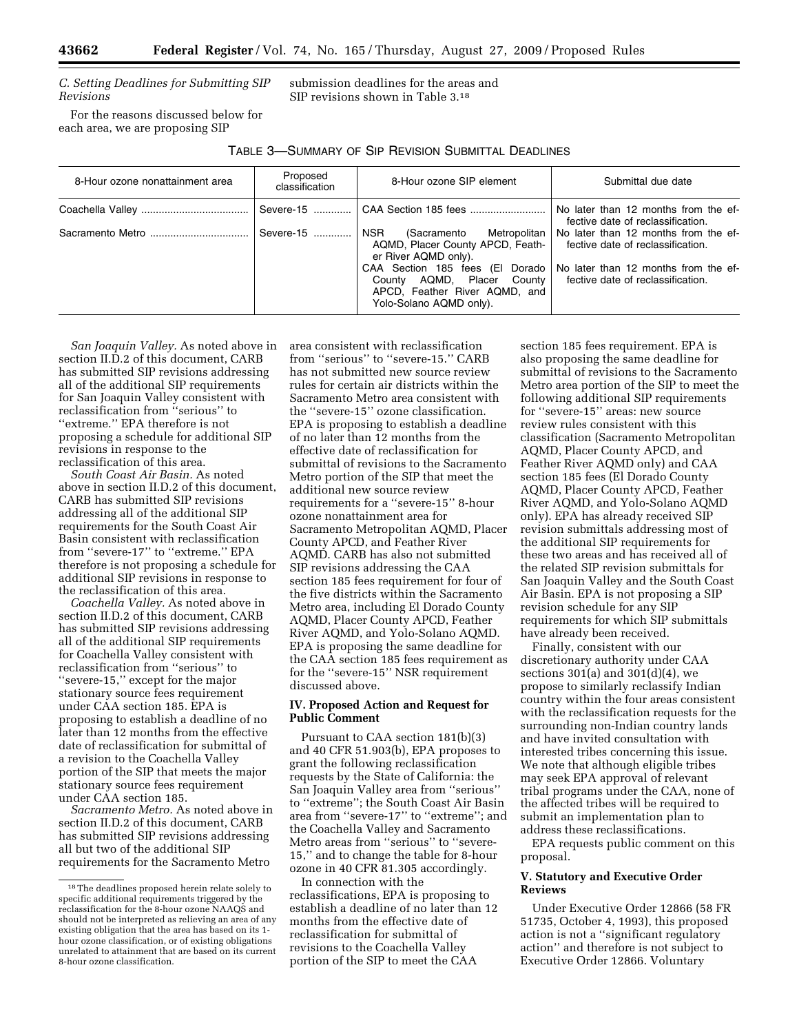### C. Setting Deadlines for Submitting SIP Revisions

For the reasons discussed below for each area, we are proposing SIP submission deadlines for the areas and SIP revisions shown in Table 3.[18]

TABLE 3—SUMMARY OF SIP REVISION SUBMITTAL DEADLINES

| 8-Hour ozone nonattainment area | Proposed classification | 8-Hour ozone SIP element | Submittal due date |
|---|---|---|---|
| Coachella Valley | Severe-15 | CAA Section 185 fees | No later than 12 months from the effective date of reclassification. |
| Sacramento Metro | Severe-15 | NSR (Sacramento Metropolitan AQMD, Placer County APCD, Feather River AQMD only). | No later than 12 months from the effective date of reclassification. |
| | | CAA Section 185 fees (El Dorado County AQMD, Placer County APCD, Feather River AQMD, and Yolo-Solano AQMD only). | No later than 12 months from the effective date of reclassification. |

*San Joaquin Valley.* As noted above in section II.D.2 of this document, CARB has submitted SIP revisions addressing all of the additional SIP requirements for San Joaquin Valley consistent with reclassification from ''serious'' to ''extreme.'' EPA therefore is not proposing a schedule for additional SIP revisions in response to the reclassification of this area.

*South Coast Air Basin.* As noted above in section II.D.2 of this document, CARB has submitted SIP revisions addressing all of the additional SIP requirements for the South Coast Air Basin consistent with reclassification from ''severe-17'' to ''extreme.'' EPA therefore is not proposing a schedule for additional SIP revisions in response to the reclassification of this area.

*Coachella Valley.* As noted above in section II.D.2 of this document, CARB has submitted SIP revisions addressing all of the additional SIP requirements for Coachella Valley consistent with reclassification from ''serious'' to ''severe-15,'' except for the major stationary source fees requirement under CAA section 185. EPA is proposing to establish a deadline of no later than 12 months from the effective date of reclassification for submittal of a revision to the Coachella Valley portion of the SIP that meets the major stationary source fees requirement under CAA section 185.

*Sacramento Metro.* As noted above in section II.D.2 of this document, CARB has submitted SIP revisions addressing all but two of the additional SIP requirements for the Sacramento Metro area consistent with reclassification from ''serious'' to ''severe-15.'' CARB has not submitted new source review rules for certain air districts within the Sacramento Metro area consistent with the ''severe-15'' ozone classification. EPA is proposing to establish a deadline of no later than 12 months from the effective date of reclassification for submittal of revisions to the Sacramento Metro portion of the SIP that meet the additional new source review requirements for a ''severe-15'' 8-hour ozone nonattainment area for Sacramento Metropolitan AQMD, Placer County APCD, and Feather River AQMD. CARB has also not submitted SIP revisions addressing the CAA section 185 fees requirement for four of the five districts within the Sacramento Metro area, including El Dorado County AQMD, Placer County APCD, Feather River AQMD, and Yolo-Solano AQMD. EPA is proposing the same deadline for the CAA section 185 fees requirement as for the ''severe-15'' NSR requirement discussed above.

## IV. Proposed Action and Request for Public Comment

Pursuant to CAA section 181(b)(3) and 40 CFR 51.903(b), EPA proposes to grant the following reclassification requests by the State of California: the San Joaquin Valley area from ''serious'' to ''extreme''; the South Coast Air Basin area from ''severe-17'' to ''extreme''; and the Coachella Valley and Sacramento Metro areas from ''serious'' to ''severe-15,'' and to change the table for 8-hour ozone in 40 CFR 81.305 accordingly.

In connection with the reclassifications, EPA is proposing to establish a deadline of no later than 12 months from the effective date of reclassification for submittal of revisions to the Coachella Valley portion of the SIP to meet the CAA section 185 fees requirement. EPA is also proposing the same deadline for submittal of revisions to the Sacramento Metro area portion of the SIP to meet the following additional SIP requirements for ''severe-15'' areas: new source review rules consistent with this classification (Sacramento Metropolitan AQMD, Placer County APCD, and Feather River AQMD only) and CAA section 185 fees (El Dorado County AQMD, Placer County APCD, Feather River AQMD, and Yolo-Solano AQMD only). EPA has already received SIP revision submittals addressing most of the additional SIP requirements for these two areas and has received all of the related SIP revision submittals for San Joaquin Valley and the South Coast Air Basin. EPA is not proposing a SIP revision schedule for any SIP requirements for which SIP submittals have already been received.

Finally, consistent with our discretionary authority under CAA sections 301(a) and 301(d)(4), we propose to similarly reclassify Indian country within the four areas consistent with the reclassification requests for the surrounding non-Indian country lands and have invited consultation with interested tribes concerning this issue. We note that although eligible tribes may seek EPA approval of relevant tribal programs under the CAA, none of the affected tribes will be required to submit an implementation plan to address these reclassifications.

EPA requests public comment on this proposal.

## V. Statutory and Executive Order Reviews

Under Executive Order 12866 (58 FR 51735, October 4, 1993), this proposed action is not a ''significant regulatory action'' and therefore is not subject to Executive Order 12866. Voluntary

[18] The deadlines proposed herein relate solely to specific additional requirements triggered by the reclassification for the 8-hour ozone NAAQS and should not be interpreted as relieving an area of any existing obligation that the area has based on its 1-hour ozone classification, or of existing obligations unrelated to attainment that are based on its current 8-hour ozone classification.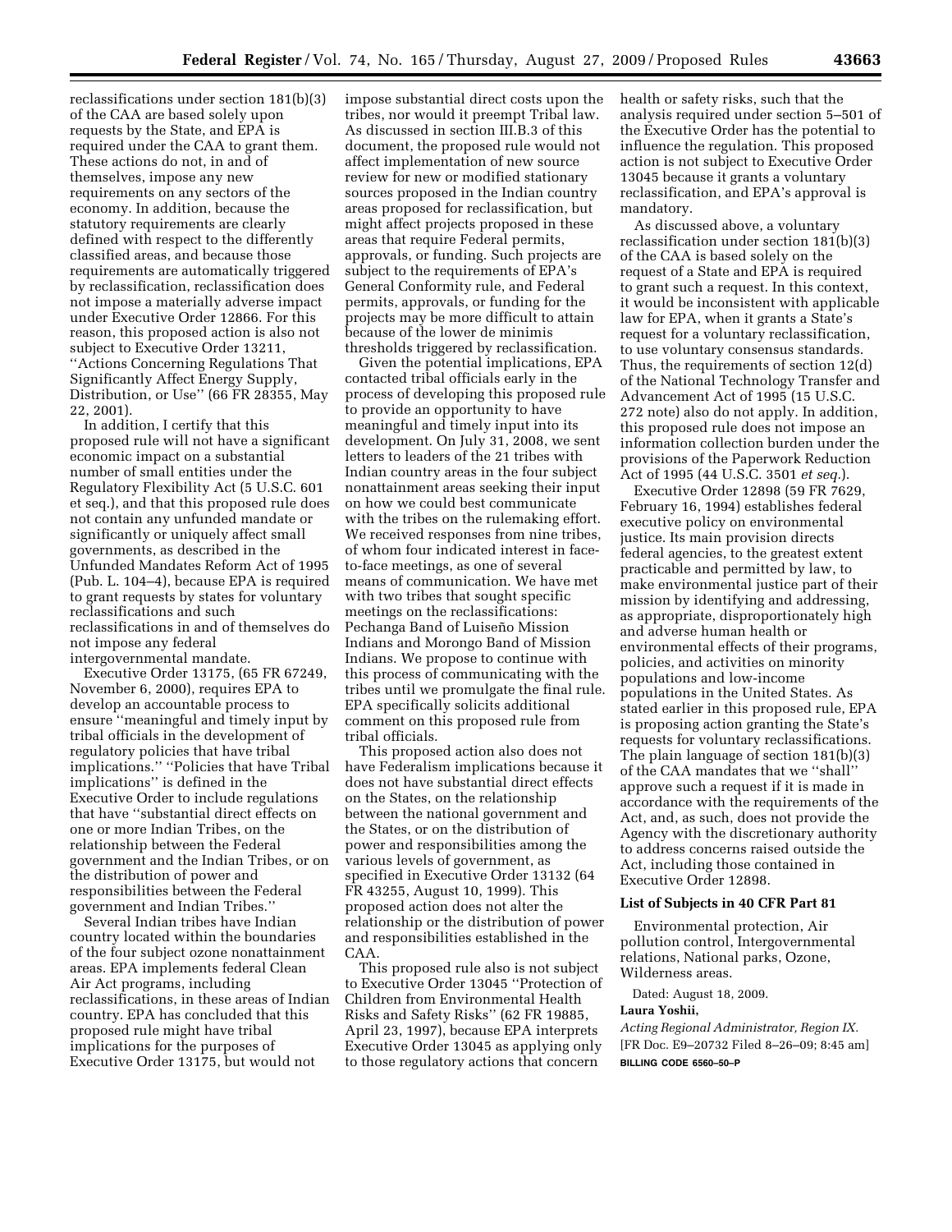reclassifications under section 181(b)(3) of the CAA are based solely upon requests by the State, and EPA is required under the CAA to grant them. These actions do not, in and of themselves, impose any new requirements on any sectors of the economy. In addition, because the statutory requirements are clearly defined with respect to the differently classified areas, and because those requirements are automatically triggered by reclassification, reclassification does not impose a materially adverse impact under Executive Order 12866. For this reason, this proposed action is also not subject to Executive Order 13211, ''Actions Concerning Regulations That Significantly Affect Energy Supply, Distribution, or Use'' (66 FR 28355, May 22, 2001).

In addition, I certify that this proposed rule will not have a significant economic impact on a substantial number of small entities under the Regulatory Flexibility Act (5 U.S.C. 601 et seq.), and that this proposed rule does not contain any unfunded mandate or significantly or uniquely affect small governments, as described in the Unfunded Mandates Reform Act of 1995 (Pub. L. 104–4), because EPA is required to grant requests by states for voluntary reclassifications and such reclassifications in and of themselves do not impose any federal intergovernmental mandate.

Executive Order 13175, (65 FR 67249, November 6, 2000), requires EPA to develop an accountable process to ensure ''meaningful and timely input by tribal officials in the development of regulatory policies that have tribal implications.'' ''Policies that have Tribal implications'' is defined in the Executive Order to include regulations that have ''substantial direct effects on one or more Indian Tribes, on the relationship between the Federal government and the Indian Tribes, or on the distribution of power and responsibilities between the Federal government and Indian Tribes.''

Several Indian tribes have Indian country located within the boundaries of the four subject ozone nonattainment areas. EPA implements federal Clean Air Act programs, including reclassifications, in these areas of Indian country. EPA has concluded that this proposed rule might have tribal implications for the purposes of Executive Order 13175, but would not impose substantial direct costs upon the tribes, nor would it preempt Tribal law. As discussed in section III.B.3 of this document, the proposed rule would not affect implementation of new source review for new or modified stationary sources proposed in the Indian country areas proposed for reclassification, but might affect projects proposed in these areas that require Federal permits, approvals, or funding. Such projects are subject to the requirements of EPA's General Conformity rule, and Federal permits, approvals, or funding for the projects may be more difficult to attain because of the lower de minimis thresholds triggered by reclassification.

Given the potential implications, EPA contacted tribal officials early in the process of developing this proposed rule to provide an opportunity to have meaningful and timely input into its development. On July 31, 2008, we sent letters to leaders of the 21 tribes with Indian country areas in the four subject nonattainment areas seeking their input on how we could best communicate with the tribes on the rulemaking effort. We received responses from nine tribes, of whom four indicated interest in face-to-face meetings, as one of several means of communication. We have met with two tribes that sought specific meetings on the reclassifications: Pechanga Band of Luiseño Mission Indians and Morongo Band of Mission Indians. We propose to continue with this process of communicating with the tribes until we promulgate the final rule. EPA specifically solicits additional comment on this proposed rule from tribal officials.

This proposed action also does not have Federalism implications because it does not have substantial direct effects on the States, on the relationship between the national government and the States, or on the distribution of power and responsibilities among the various levels of government, as specified in Executive Order 13132 (64 FR 43255, August 10, 1999). This proposed action does not alter the relationship or the distribution of power and responsibilities established in the CAA.

This proposed rule also is not subject to Executive Order 13045 ''Protection of Children from Environmental Health Risks and Safety Risks'' (62 FR 19885, April 23, 1997), because EPA interprets Executive Order 13045 as applying only to those regulatory actions that concern health or safety risks, such that the analysis required under section 5–501 of the Executive Order has the potential to influence the regulation. This proposed action is not subject to Executive Order 13045 because it grants a voluntary reclassification, and EPA's approval is mandatory.

As discussed above, a voluntary reclassification under section 181(b)(3) of the CAA is based solely on the request of a State and EPA is required to grant such a request. In this context, it would be inconsistent with applicable law for EPA, when it grants a State's request for a voluntary reclassification, to use voluntary consensus standards. Thus, the requirements of section 12(d) of the National Technology Transfer and Advancement Act of 1995 (15 U.S.C. 272 note) also do not apply. In addition, this proposed rule does not impose an information collection burden under the provisions of the Paperwork Reduction Act of 1995 (44 U.S.C. 3501 *et seq.*).

Executive Order 12898 (59 FR 7629, February 16, 1994) establishes federal executive policy on environmental justice. Its main provision directs federal agencies, to the greatest extent practicable and permitted by law, to make environmental justice part of their mission by identifying and addressing, as appropriate, disproportionately high and adverse human health or environmental effects of their programs, policies, and activities on minority populations and low-income populations in the United States. As stated earlier in this proposed rule, EPA is proposing action granting the State's requests for voluntary reclassifications. The plain language of section 181(b)(3) of the CAA mandates that we ''shall'' approve such a request if it is made in accordance with the requirements of the Act, and, as such, does not provide the Agency with the discretionary authority to address concerns raised outside the Act, including those contained in Executive Order 12898.

### List of Subjects in 40 CFR Part 81

Environmental protection, Air pollution control, Intergovernmental relations, National parks, Ozone, Wilderness areas.

Dated: August 18, 2009.

**Laura Yoshii,**

*Acting Regional Administrator, Region IX.*

[FR Doc. E9–20732 Filed 8–26–09; 8:45 am]

**BILLING CODE 6560–50–P**